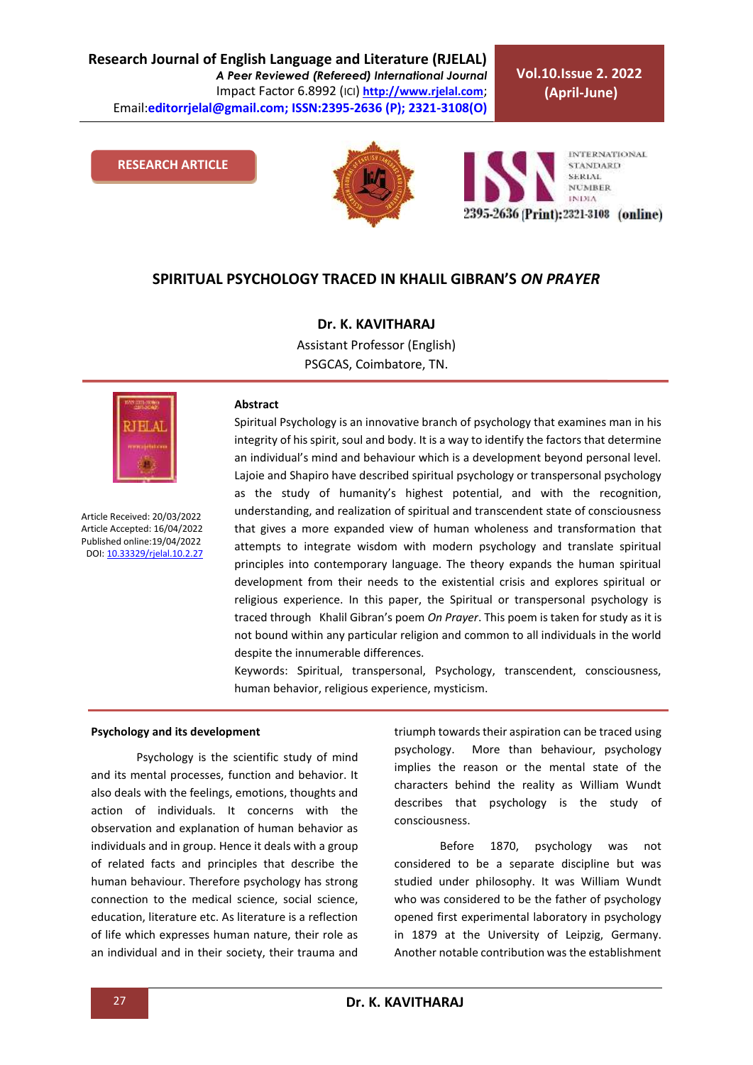**RESEARCH ARTICLE**

# SPIRITUAL PSYCHOLOGY TRACED IN KHALIL GIBRAN'S *ON PRAYER*

**Dr. K. KAVITHARAJ**

Assistant Professor (English)
PSGCAS, Coimbatore, TN.

Article Received: 20/03/2022
Article Accepted: 16/04/2022
Published online:19/04/2022
DOI: 10.33329/rjelal.10.2.27

### Abstract

Spiritual Psychology is an innovative branch of psychology that examines man in his integrity of his spirit, soul and body. It is a way to identify the factors that determine an individual's mind and behaviour which is a development beyond personal level. Lajoie and Shapiro have described spiritual psychology or transpersonal psychology as the study of humanity's highest potential, and with the recognition, understanding, and realization of spiritual and transcendent state of consciousness that gives a more expanded view of human wholeness and transformation that attempts to integrate wisdom with modern psychology and translate spiritual principles into contemporary language. The theory expands the human spiritual development from their needs to the existential crisis and explores spiritual or religious experience. In this paper, the Spiritual or transpersonal psychology is traced through Khalil Gibran's poem *On Prayer*. This poem is taken for study as it is not bound within any particular religion and common to all individuals in the world despite the innumerable differences.

Keywords: Spiritual, transpersonal, Psychology, transcendent, consciousness, human behavior, religious experience, mysticism.

### Psychology and its development

Psychology is the scientific study of mind and its mental processes, function and behavior. It also deals with the feelings, emotions, thoughts and action of individuals. It concerns with the observation and explanation of human behavior as individuals and in group. Hence it deals with a group of related facts and principles that describe the human behaviour. Therefore psychology has strong connection to the medical science, social science, education, literature etc. As literature is a reflection of life which expresses human nature, their role as an individual and in their society, their trauma and triumph towards their aspiration can be traced using psychology. More than behaviour, psychology implies the reason or the mental state of the characters behind the reality as William Wundt describes that psychology is the study of consciousness.

Before 1870, psychology was not considered to be a separate discipline but was studied under philosophy. It was William Wundt who was considered to be the father of psychology opened first experimental laboratory in psychology in 1879 at the University of Leipzig, Germany. Another notable contribution was the establishment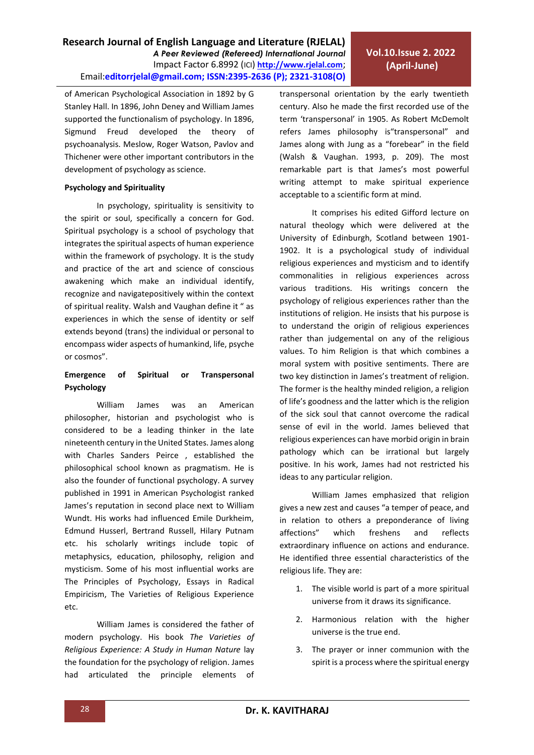of American Psychological Association in 1892 by G Stanley Hall. In 1896, John Deney and William James supported the functionalism of psychology. In 1896, Sigmund Freud developed the theory of psychoanalysis. Meslow, Roger Watson, Pavlov and Thichener were other important contributors in the development of psychology as science.

**Psychology and Spirituality**

In psychology, spirituality is sensitivity to the spirit or soul, specifically a concern for God. Spiritual psychology is a school of psychology that integrates the spiritual aspects of human experience within the framework of psychology. It is the study and practice of the art and science of conscious awakening which make an individual identify, recognize and navigatepositively within the context of spiritual reality. Walsh and Vaughan define it " as experiences in which the sense of identity or self extends beyond (trans) the individual or personal to encompass wider aspects of humankind, life, psyche or cosmos".

**Emergence of Spiritual or Transpersonal Psychology**

William James was an American philosopher, historian and psychologist who is considered to be a leading thinker in the late nineteenth century in the United States. James along with Charles Sanders Peirce , established the philosophical school known as pragmatism. He is also the founder of functional psychology. A survey published in 1991 in American Psychologist ranked James's reputation in second place next to William Wundt. His works had influenced Emile Durkheim, Edmund Husserl, Bertrand Russell, Hilary Putnam etc. his scholarly writings include topic of metaphysics, education, philosophy, religion and mysticism. Some of his most influential works are The Principles of Psychology, Essays in Radical Empiricism, The Varieties of Religious Experience etc.

William James is considered the father of modern psychology. His book *The Varieties of Religious Experience: A Study in Human Nature* lay the foundation for the psychology of religion. James had articulated the principle elements of transpersonal orientation by the early twentieth century. Also he made the first recorded use of the term 'transpersonal' in 1905. As Robert McDemolt refers James philosophy is"transpersonal" and James along with Jung as a "forebear" in the field (Walsh & Vaughan. 1993, p. 209). The most remarkable part is that James's most powerful writing attempt to make spiritual experience acceptable to a scientific form at mind.

It comprises his edited Gifford lecture on natural theology which were delivered at the University of Edinburgh, Scotland between 1901-1902. It is a psychological study of individual religious experiences and mysticism and to identify commonalities in religious experiences across various traditions. His writings concern the psychology of religious experiences rather than the institutions of religion. He insists that his purpose is to understand the origin of religious experiences rather than judgemental on any of the religious values. To him Religion is that which combines a moral system with positive sentiments. There are two key distinction in James's treatment of religion. The former is the healthy minded religion, a religion of life's goodness and the latter which is the religion of the sick soul that cannot overcome the radical sense of evil in the world. James believed that religious experiences can have morbid origin in brain pathology which can be irrational but largely positive. In his work, James had not restricted his ideas to any particular religion.

William James emphasized that religion gives a new zest and causes "a temper of peace, and in relation to others a preponderance of living affections" which freshens and reflects extraordinary influence on actions and endurance. He identified three essential characteristics of the religious life. They are:

1. The visible world is part of a more spiritual universe from it draws its significance.
2. Harmonious relation with the higher universe is the true end.
3. The prayer or inner communion with the spirit is a process where the spiritual energy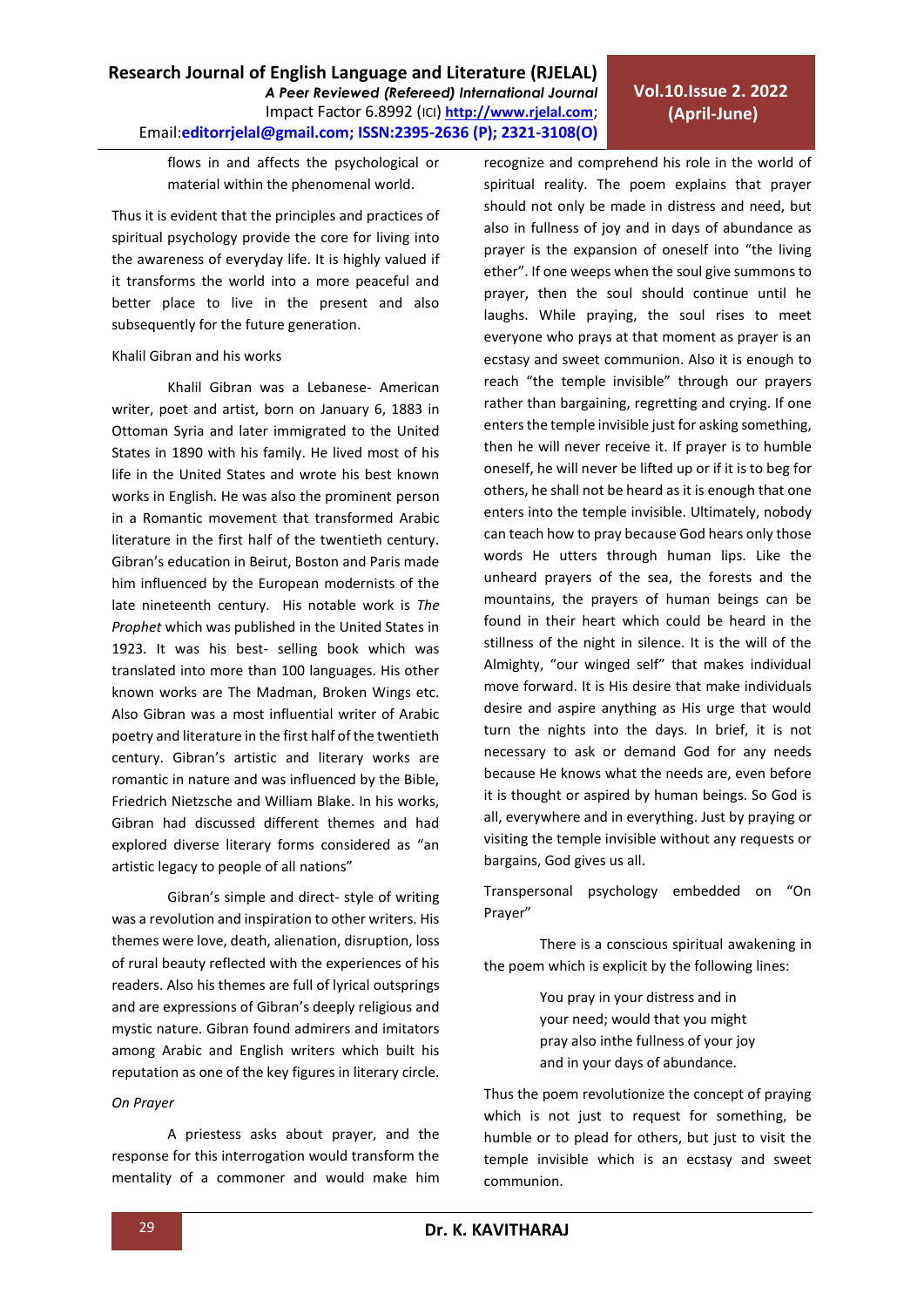flows in and affects the psychological or material within the phenomenal world.

Thus it is evident that the principles and practices of spiritual psychology provide the core for living into the awareness of everyday life. It is highly valued if it transforms the world into a more peaceful and better place to live in the present and also subsequently for the future generation.

Khalil Gibran and his works

Khalil Gibran was a Lebanese- American writer, poet and artist, born on January 6, 1883 in Ottoman Syria and later immigrated to the United States in 1890 with his family. He lived most of his life in the United States and wrote his best known works in English. He was also the prominent person in a Romantic movement that transformed Arabic literature in the first half of the twentieth century. Gibran's education in Beirut, Boston and Paris made him influenced by the European modernists of the late nineteenth century. His notable work is *The Prophet* which was published in the United States in 1923. It was his best- selling book which was translated into more than 100 languages. His other known works are The Madman, Broken Wings etc. Also Gibran was a most influential writer of Arabic poetry and literature in the first half of the twentieth century. Gibran's artistic and literary works are romantic in nature and was influenced by the Bible, Friedrich Nietzsche and William Blake. In his works, Gibran had discussed different themes and had explored diverse literary forms considered as "an artistic legacy to people of all nations"

Gibran's simple and direct- style of writing was a revolution and inspiration to other writers. His themes were love, death, alienation, disruption, loss of rural beauty reflected with the experiences of his readers. Also his themes are full of lyrical outsprings and are expressions of Gibran's deeply religious and mystic nature. Gibran found admirers and imitators among Arabic and English writers which built his reputation as one of the key figures in literary circle.

*On Prayer*

A priestess asks about prayer, and the response for this interrogation would transform the mentality of a commoner and would make him recognize and comprehend his role in the world of spiritual reality. The poem explains that prayer should not only be made in distress and need, but also in fullness of joy and in days of abundance as prayer is the expansion of oneself into "the living ether". If one weeps when the soul give summons to prayer, then the soul should continue until he laughs. While praying, the soul rises to meet everyone who prays at that moment as prayer is an ecstasy and sweet communion. Also it is enough to reach "the temple invisible" through our prayers rather than bargaining, regretting and crying. If one enters the temple invisible just for asking something, then he will never receive it. If prayer is to humble oneself, he will never be lifted up or if it is to beg for others, he shall not be heard as it is enough that one enters into the temple invisible. Ultimately, nobody can teach how to pray because God hears only those words He utters through human lips. Like the unheard prayers of the sea, the forests and the mountains, the prayers of human beings can be found in their heart which could be heard in the stillness of the night in silence. It is the will of the Almighty, "our winged self" that makes individual move forward. It is His desire that make individuals desire and aspire anything as His urge that would turn the nights into the days. In brief, it is not necessary to ask or demand God for any needs because He knows what the needs are, even before it is thought or aspired by human beings. So God is all, everywhere and in everything. Just by praying or visiting the temple invisible without any requests or bargains, God gives us all.

Transpersonal psychology embedded on "On Prayer"

There is a conscious spiritual awakening in the poem which is explicit by the following lines:

> You pray in your distress and in
> your need; would that you might
> pray also inthe fullness of your joy
> and in your days of abundance.

Thus the poem revolutionize the concept of praying which is not just to request for something, be humble or to plead for others, but just to visit the temple invisible which is an ecstasy and sweet communion.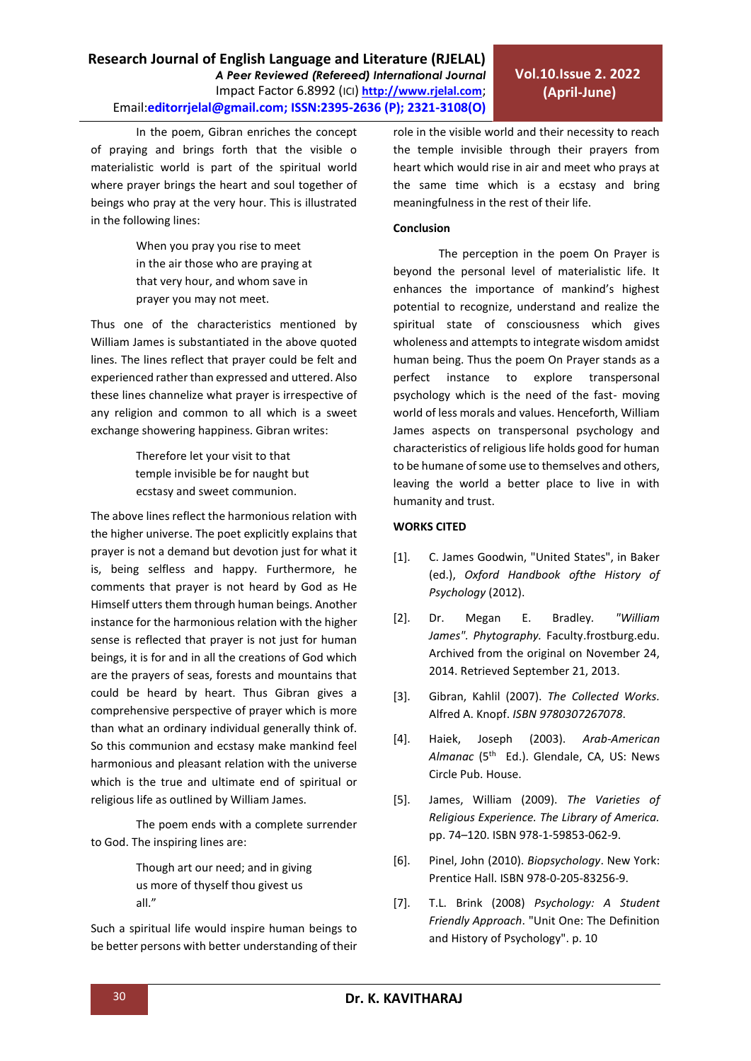In the poem, Gibran enriches the concept of praying and brings forth that the visible o materialistic world is part of the spiritual world where prayer brings the heart and soul together of beings who pray at the very hour. This is illustrated in the following lines:

> When you pray you rise to meet
> in the air those who are praying at
> that very hour, and whom save in
> prayer you may not meet.

Thus one of the characteristics mentioned by William James is substantiated in the above quoted lines. The lines reflect that prayer could be felt and experienced rather than expressed and uttered. Also these lines channelize what prayer is irrespective of any religion and common to all which is a sweet exchange showering happiness. Gibran writes:

> Therefore let your visit to that
> temple invisible be for naught but
> ecstasy and sweet communion.

The above lines reflect the harmonious relation with the higher universe. The poet explicitly explains that prayer is not a demand but devotion just for what it is, being selfless and happy. Furthermore, he comments that prayer is not heard by God as He Himself utters them through human beings. Another instance for the harmonious relation with the higher sense is reflected that prayer is not just for human beings, it is for and in all the creations of God which are the prayers of seas, forests and mountains that could be heard by heart. Thus Gibran gives a comprehensive perspective of prayer which is more than what an ordinary individual generally think of. So this communion and ecstasy make mankind feel harmonious and pleasant relation with the universe which is the true and ultimate end of spiritual or religious life as outlined by William James.

The poem ends with a complete surrender to God. The inspiring lines are:

> Though art our need; and in giving
> us more of thyself thou givest us
> all."

Such a spiritual life would inspire human beings to be better persons with better understanding of their role in the visible world and their necessity to reach the temple invisible through their prayers from heart which would rise in air and meet who prays at the same time which is a ecstasy and bring meaningfulness in the rest of their life.

**Conclusion**

The perception in the poem On Prayer is beyond the personal level of materialistic life. It enhances the importance of mankind's highest potential to recognize, understand and realize the spiritual state of consciousness which gives wholeness and attempts to integrate wisdom amidst human being. Thus the poem On Prayer stands as a perfect instance to explore transpersonal psychology which is the need of the fast- moving world of less morals and values. Henceforth, William James aspects on transpersonal psychology and characteristics of religious life holds good for human to be humane of some use to themselves and others, leaving the world a better place to live in with humanity and trust.

**WORKS CITED**

[1]. C. James Goodwin, "United States", in Baker (ed.), *Oxford Handbook ofthe History of Psychology* (2012).

[2]. Dr. Megan E. Bradley. *"William James". Phytography.* Faculty.frostburg.edu. Archived from the original on November 24, 2014. Retrieved September 21, 2013.

[3]. Gibran, Kahlil (2007). *The Collected Works.* Alfred A. Knopf. *ISBN 9780307267078*.

[4]. Haiek, Joseph (2003). *Arab-American Almanac* (5th Ed.). Glendale, CA, US: News Circle Pub. House.

[5]. James, William (2009). *The Varieties of Religious Experience. The Library of America.* pp. 74–120. ISBN 978-1-59853-062-9.

[6]. Pinel, John (2010). *Biopsychology*. New York: Prentice Hall. ISBN 978-0-205-83256-9.

[7]. T.L. Brink (2008) *Psychology: A Student Friendly Approach*. "Unit One: The Definition and History of Psychology". p. 10